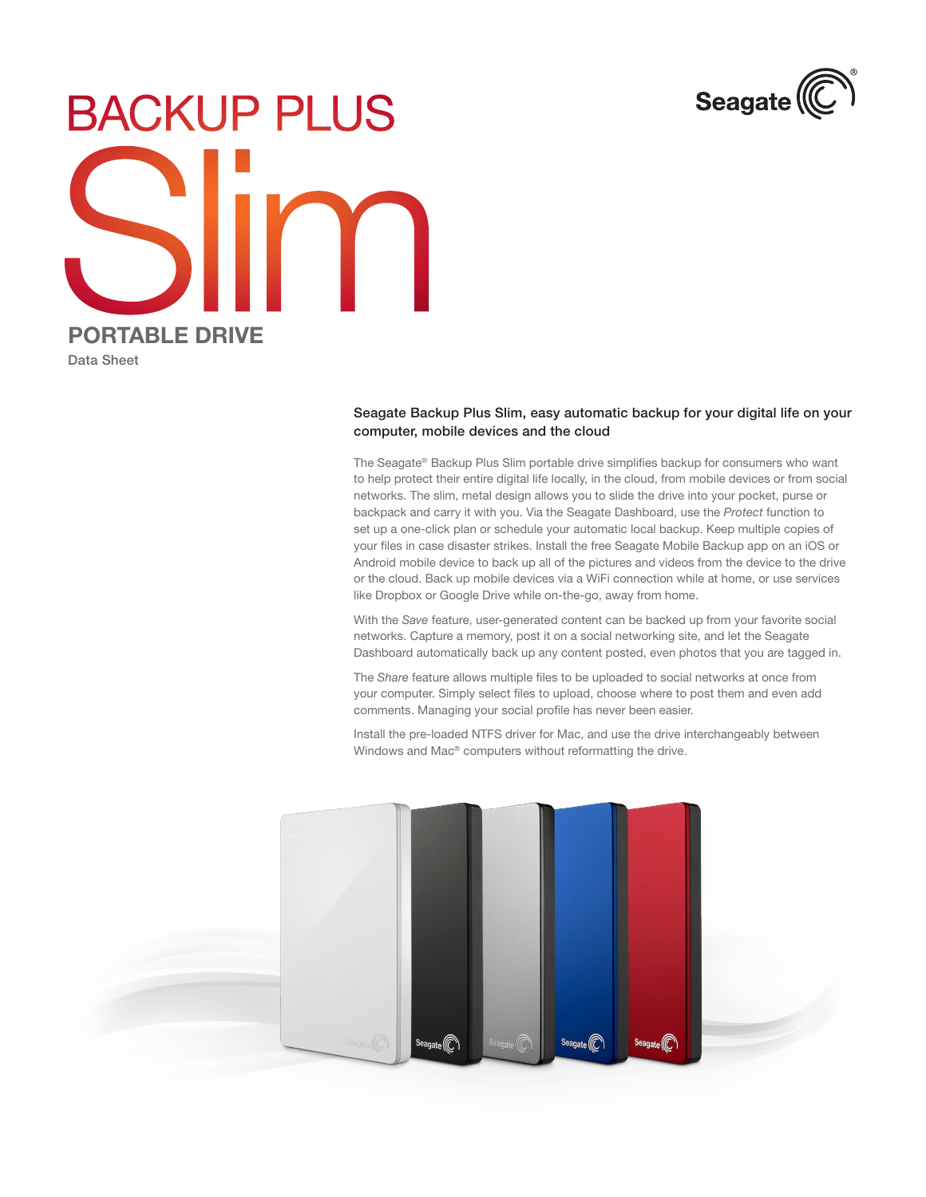# BACKUP PLUS Slim

## PORTABLE DRIVE

Data Sheet

### Seagate Backup Plus Slim, easy automatic backup for your digital life on your computer, mobile devices and the cloud

The Seagate® Backup Plus Slim portable drive simplifies backup for consumers who want to help protect their entire digital life locally, in the cloud, from mobile devices or from social networks. The slim, metal design allows you to slide the drive into your pocket, purse or backpack and carry it with you. Via the Seagate Dashboard, use the *Protect* function to set up a one-click plan or schedule your automatic local backup. Keep multiple copies of your files in case disaster strikes. Install the free Seagate Mobile Backup app on an iOS or Android mobile device to back up all of the pictures and videos from the device to the drive or the cloud. Back up mobile devices via a WiFi connection while at home, or use services like Dropbox or Google Drive while on-the-go, away from home.

With the *Save* feature, user-generated content can be backed up from your favorite social networks. Capture a memory, post it on a social networking site, and let the Seagate Dashboard automatically back up any content posted, even photos that you are tagged in.

The *Share* feature allows multiple files to be uploaded to social networks at once from your computer. Simply select files to upload, choose where to post them and even add comments. Managing your social profile has never been easier.

Install the pre-loaded NTFS driver for Mac, and use the drive interchangeably between Windows and Mac® computers without reformatting the drive.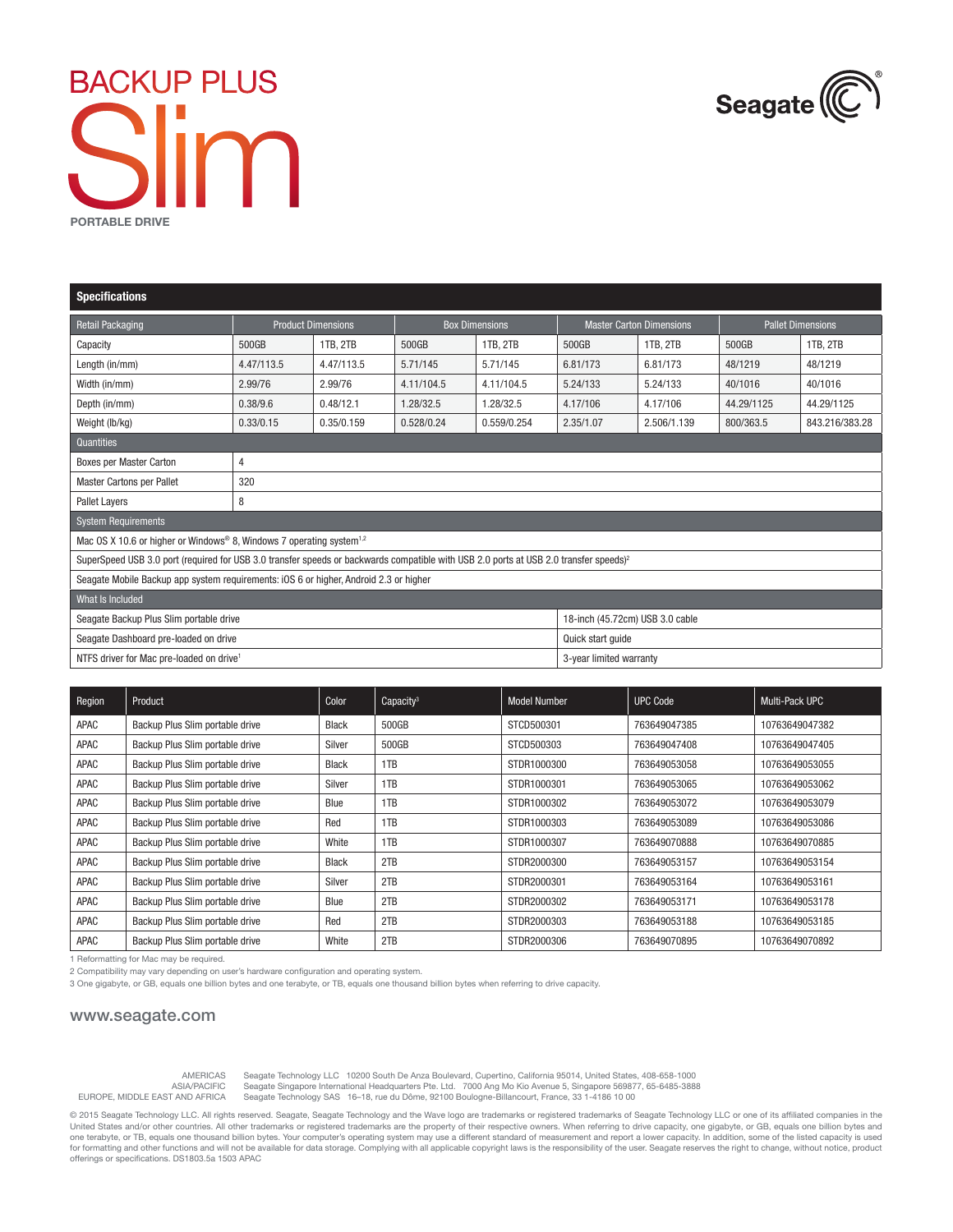# BACKUP PLUS Slim

PORTABLE DRIVE

Seagate

## Specifications

| Retail Packaging | Product Dimensions | | Box Dimensions | | Master Carton Dimensions | | Pallet Dimensions | |
|---|---|---|---|---|---|---|---|---|
| Capacity | 500GB | 1TB, 2TB | 500GB | 1TB, 2TB | 500GB | 1TB, 2TB | 500GB | 1TB, 2TB |
| Length (in/mm) | 4.47/113.5 | 4.47/113.5 | 5.71/145 | 5.71/145 | 6.81/173 | 6.81/173 | 48/1219 | 48/1219 |
| Width (in/mm) | 2.99/76 | 2.99/76 | 4.11/104.5 | 4.11/104.5 | 5.24/133 | 5.24/133 | 40/1016 | 40/1016 |
| Depth (in/mm) | 0.38/9.6 | 0.48/12.1 | 1.28/32.5 | 1.28/32.5 | 4.17/106 | 4.17/106 | 44.29/1125 | 44.29/1125 |
| Weight (lb/kg) | 0.33/0.15 | 0.35/0.159 | 0.528/0.24 | 0.559/0.254 | 2.35/1.07 | 2.506/1.139 | 800/363.5 | 843.216/383.28 |
| **Quantities** | | | | | | | | |
| Boxes per Master Carton | 4 | | | | | | | |
| Master Cartons per Pallet | 320 | | | | | | | |
| Pallet Layers | 8 | | | | | | | |

**System Requirements**

- Mac OS X 10.6 or higher or Windows® 8, Windows 7 operating system[1,2]
- SuperSpeed USB 3.0 port (required for USB 3.0 transfer speeds or backwards compatible with USB 2.0 ports at USB 2.0 transfer speeds)[2]
- Seagate Mobile Backup app system requirements: iOS 6 or higher, Android 2.3 or higher

**What Is Included**

| | |
|---|---|
| Seagate Backup Plus Slim portable drive | 18-inch (45.72cm) USB 3.0 cable |
| Seagate Dashboard pre-loaded on drive | Quick start guide |
| NTFS driver for Mac pre-loaded on drive[1] | 3-year limited warranty |

| Region | Product | Color | Capacity[3] | Model Number | UPC Code | Multi-Pack UPC |
|---|---|---|---|---|---|---|
| APAC | Backup Plus Slim portable drive | Black | 500GB | STCD500301 | 763649047385 | 10763649047382 |
| APAC | Backup Plus Slim portable drive | Silver | 500GB | STCD500303 | 763649047408 | 10763649047405 |
| APAC | Backup Plus Slim portable drive | Black | 1TB | STDR1000300 | 763649053058 | 10763649053055 |
| APAC | Backup Plus Slim portable drive | Silver | 1TB | STDR1000301 | 763649053065 | 10763649053062 |
| APAC | Backup Plus Slim portable drive | Blue | 1TB | STDR1000302 | 763649053072 | 10763649053079 |
| APAC | Backup Plus Slim portable drive | Red | 1TB | STDR1000303 | 763649053089 | 10763649053086 |
| APAC | Backup Plus Slim portable drive | White | 1TB | STDR1000307 | 763649070888 | 10763649070885 |
| APAC | Backup Plus Slim portable drive | Black | 2TB | STDR2000300 | 763649053157 | 10763649053154 |
| APAC | Backup Plus Slim portable drive | Silver | 2TB | STDR2000301 | 763649053164 | 10763649053161 |
| APAC | Backup Plus Slim portable drive | Blue | 2TB | STDR2000302 | 763649053171 | 10763649053178 |
| APAC | Backup Plus Slim portable drive | Red | 2TB | STDR2000303 | 763649053188 | 10763649053185 |
| APAC | Backup Plus Slim portable drive | White | 2TB | STDR2000306 | 763649070895 | 10763649070892 |

1 Reformatting for Mac may be required.
2 Compatibility may vary depending on user's hardware configuration and operating system.
3 One gigabyte, or GB, equals one billion bytes and one terabyte, or TB, equals one thousand billion bytes when referring to drive capacity.

www.seagate.com

AMERICAS Seagate Technology LLC 10200 South De Anza Boulevard, Cupertino, California 95014, United States, 408-658-1000
ASIA/PACIFIC Seagate Singapore International Headquarters Pte. Ltd. 7000 Ang Mo Kio Avenue 5, Singapore 569877, 65-6485-3888
EUROPE, MIDDLE EAST AND AFRICA Seagate Technology SAS 16–18, rue du Dôme, 92100 Boulogne-Billancourt, France, 33 1-4186 10 00

© 2015 Seagate Technology LLC. All rights reserved. Seagate, Seagate Technology and the Wave logo are trademarks or registered trademarks of Seagate Technology LLC or one of its affiliated companies in the United States and/or other countries. All other trademarks or registered trademarks are the property of their respective owners. When referring to drive capacity, one gigabyte, or GB, equals one billion bytes and one terabyte, or TB, equals one thousand billion bytes. Your computer's operating system may use a different standard of measurement and report a lower capacity. In addition, some of the listed capacity is used for formatting and other functions and will not be available for data storage. Complying with all applicable copyright laws is the responsibility of the user. Seagate reserves the right to change, without notice, product offerings or specifications. DS1803.5a 1503 APAC